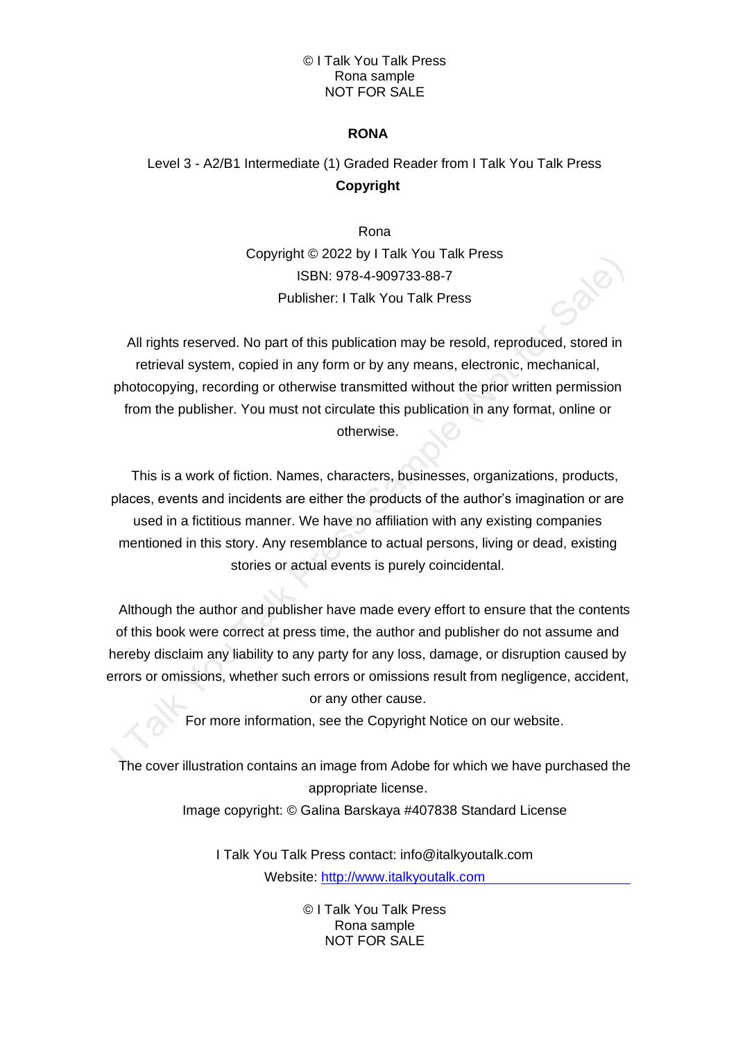© I Talk You Talk Press
Rona sample
NOT FOR SALE

# RONA

Level 3 - A2/B1 Intermediate (1) Graded Reader from I Talk You Talk Press

## Copyright

Rona
Copyright © 2022 by I Talk You Talk Press
ISBN: 978-4-909733-88-7
Publisher: I Talk You Talk Press

All rights reserved. No part of this publication may be resold, reproduced, stored in retrieval system, copied in any form or by any means, electronic, mechanical, photocopying, recording or otherwise transmitted without the prior written permission from the publisher. You must not circulate this publication in any format, online or otherwise.

This is a work of fiction. Names, characters, businesses, organizations, products, places, events and incidents are either the products of the author's imagination or are used in a fictitious manner. We have no affiliation with any existing companies mentioned in this story. Any resemblance to actual persons, living or dead, existing stories or actual events is purely coincidental.

Although the author and publisher have made every effort to ensure that the contents of this book were correct at press time, the author and publisher do not assume and hereby disclaim any liability to any party for any loss, damage, or disruption caused by errors or omissions, whether such errors or omissions result from negligence, accident, or any other cause.

For more information, see the Copyright Notice on our website.

The cover illustration contains an image from Adobe for which we have purchased the appropriate license.
Image copyright: © Galina Barskaya #407838 Standard License

I Talk You Talk Press contact: info@italkyoutalk.com
Website: http://www.italkyoutalk.com

© I Talk You Talk Press
Rona sample
NOT FOR SALE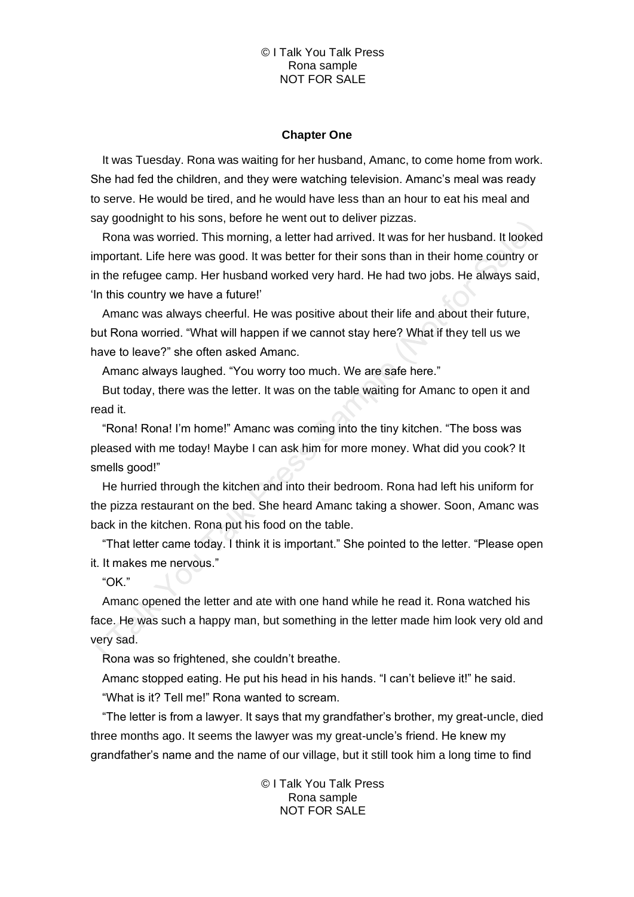## Chapter One

It was Tuesday. Rona was waiting for her husband, Amanc, to come home from work. She had fed the children, and they were watching television. Amanc's meal was ready to serve. He would be tired, and he would have less than an hour to eat his meal and say goodnight to his sons, before he went out to deliver pizzas.

Rona was worried. This morning, a letter had arrived. It was for her husband. It looked important. Life here was good. It was better for their sons than in their home country or in the refugee camp. Her husband worked very hard. He had two jobs. He always said, 'In this country we have a future!'

Amanc was always cheerful. He was positive about their life and about their future, but Rona worried. "What will happen if we cannot stay here? What if they tell us we have to leave?" she often asked Amanc.

Amanc always laughed. "You worry too much. We are safe here."

But today, there was the letter. It was on the table waiting for Amanc to open it and read it.

"Rona! Rona! I'm home!" Amanc was coming into the tiny kitchen. "The boss was pleased with me today! Maybe I can ask him for more money. What did you cook? It smells good!"

He hurried through the kitchen and into their bedroom. Rona had left his uniform for the pizza restaurant on the bed. She heard Amanc taking a shower. Soon, Amanc was back in the kitchen. Rona put his food on the table.

"That letter came today. I think it is important." She pointed to the letter. "Please open it. It makes me nervous."

"OK."

Amanc opened the letter and ate with one hand while he read it. Rona watched his face. He was such a happy man, but something in the letter made him look very old and very sad.

Rona was so frightened, she couldn't breathe.

Amanc stopped eating. He put his head in his hands. "I can't believe it!" he said.

"What is it? Tell me!" Rona wanted to scream.

"The letter is from a lawyer. It says that my grandfather's brother, my great-uncle, died three months ago. It seems the lawyer was my great-uncle's friend. He knew my grandfather's name and the name of our village, but it still took him a long time to find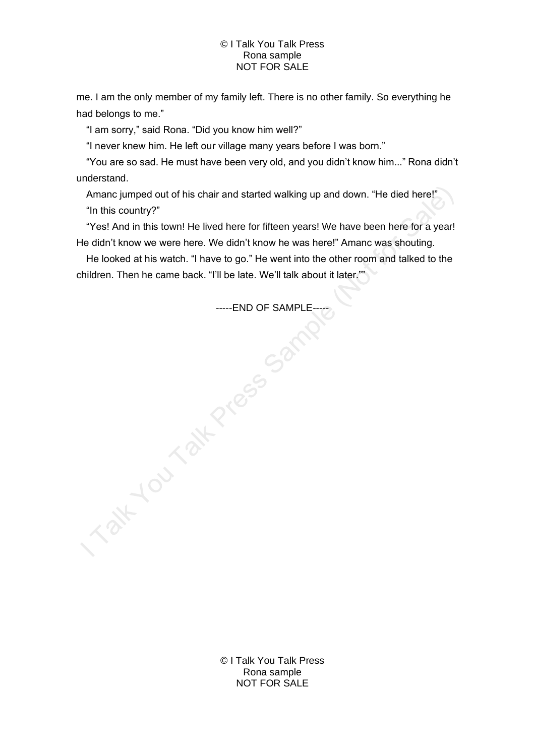me. I am the only member of my family left. There is no other family. So everything he had belongs to me."

"I am sorry," said Rona. "Did you know him well?"

"I never knew him. He left our village many years before I was born."

"You are so sad. He must have been very old, and you didn't know him..." Rona didn't understand.

Amanc jumped out of his chair and started walking up and down. "He died here!"

"In this country?"

"Yes! And in this town! He lived here for fifteen years! We have been here for a year! He didn't know we were here. We didn't know he was here!" Amanc was shouting.

He looked at his watch. "I have to go." He went into the other room and talked to the children. Then he came back. "I'll be late. We'll talk about it later.""

-----END OF SAMPLE-----